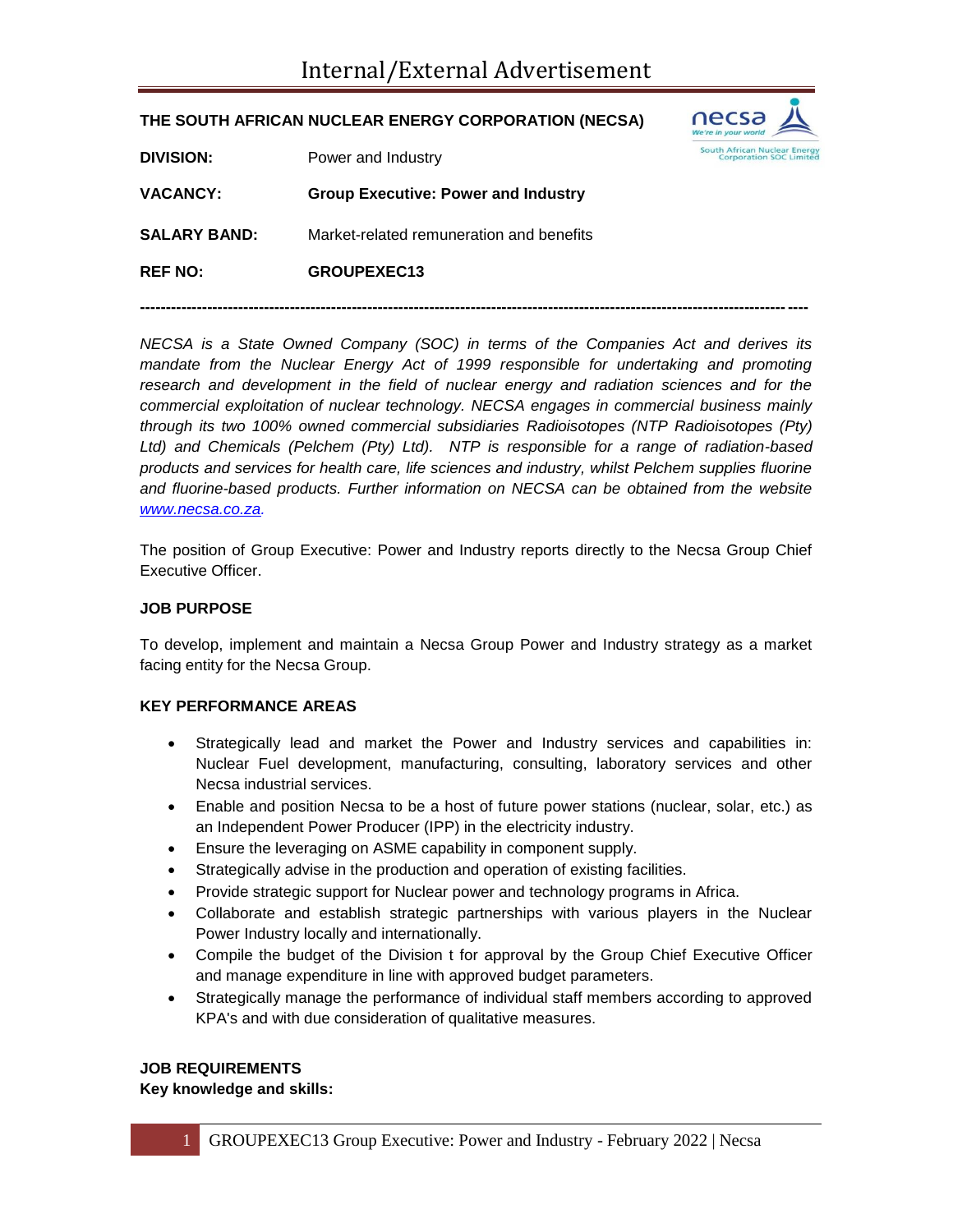# Internal/External Advertisement

**THE SOUTH AFRICAN NUCLEAR ENERGY CORPORATION (NECSA)**

**DIVISION:** Power and Industry

**VACANCY:** **Group Executive: Power and Industry**

**SALARY BAND:** Market-related remuneration and benefits

**REF NO:** **GROUPEXEC13**

---

*NECSA is a State Owned Company (SOC) in terms of the Companies Act and derives its mandate from the Nuclear Energy Act of 1999 responsible for undertaking and promoting research and development in the field of nuclear energy and radiation sciences and for the commercial exploitation of nuclear technology. NECSA engages in commercial business mainly through its two 100% owned commercial subsidiaries Radioisotopes (NTP Radioisotopes (Pty) Ltd) and Chemicals (Pelchem (Pty) Ltd). NTP is responsible for a range of radiation-based products and services for health care, life sciences and industry, whilst Pelchem supplies fluorine and fluorine-based products. Further information on NECSA can be obtained from the website [www.necsa.co.za](http://www.necsa.co.za).*

The position of Group Executive: Power and Industry reports directly to the Necsa Group Chief Executive Officer.

**JOB PURPOSE**

To develop, implement and maintain a Necsa Group Power and Industry strategy as a market facing entity for the Necsa Group.

**KEY PERFORMANCE AREAS**

- Strategically lead and market the Power and Industry services and capabilities in: Nuclear Fuel development, manufacturing, consulting, laboratory services and other Necsa industrial services.
- Enable and position Necsa to be a host of future power stations (nuclear, solar, etc.) as an Independent Power Producer (IPP) in the electricity industry.
- Ensure the leveraging on ASME capability in component supply.
- Strategically advise in the production and operation of existing facilities.
- Provide strategic support for Nuclear power and technology programs in Africa.
- Collaborate and establish strategic partnerships with various players in the Nuclear Power Industry locally and internationally.
- Compile the budget of the Division t for approval by the Group Chief Executive Officer and manage expenditure in line with approved budget parameters.
- Strategically manage the performance of individual staff members according to approved KPA's and with due consideration of qualitative measures.

**JOB REQUIREMENTS**

**Key knowledge and skills:**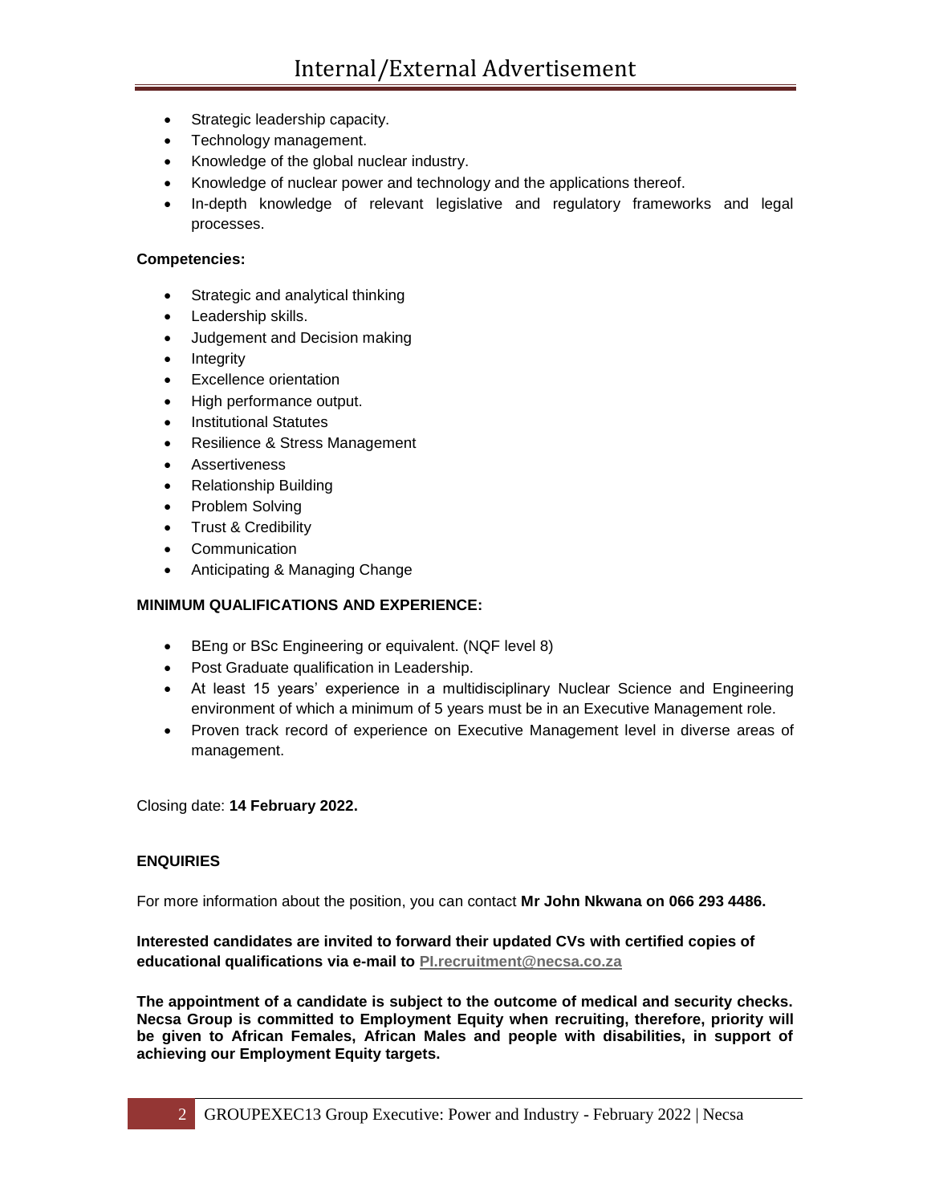- Strategic leadership capacity.
- Technology management.
- Knowledge of the global nuclear industry.
- Knowledge of nuclear power and technology and the applications thereof.
- In-depth knowledge of relevant legislative and regulatory frameworks and legal processes.

**Competencies:**

- Strategic and analytical thinking
- Leadership skills.
- Judgement and Decision making
- Integrity
- Excellence orientation
- High performance output.
- Institutional Statutes
- Resilience & Stress Management
- Assertiveness
- Relationship Building
- Problem Solving
- Trust & Credibility
- Communication
- Anticipating & Managing Change

**MINIMUM QUALIFICATIONS AND EXPERIENCE:**

- BEng or BSc Engineering or equivalent. (NQF level 8)
- Post Graduate qualification in Leadership.
- At least 15 years' experience in a multidisciplinary Nuclear Science and Engineering environment of which a minimum of 5 years must be in an Executive Management role.
- Proven track record of experience on Executive Management level in diverse areas of management.

Closing date: **14 February 2022.**

**ENQUIRIES**

For more information about the position, you can contact **Mr John Nkwana on 066 293 4486.**

**Interested candidates are invited to forward their updated CVs with certified copies of educational qualifications via e-mail to PI.recruitment@necsa.co.za**

**The appointment of a candidate is subject to the outcome of medical and security checks. Necsa Group is committed to Employment Equity when recruiting, therefore, priority will be given to African Females, African Males and people with disabilities, in support of achieving our Employment Equity targets.**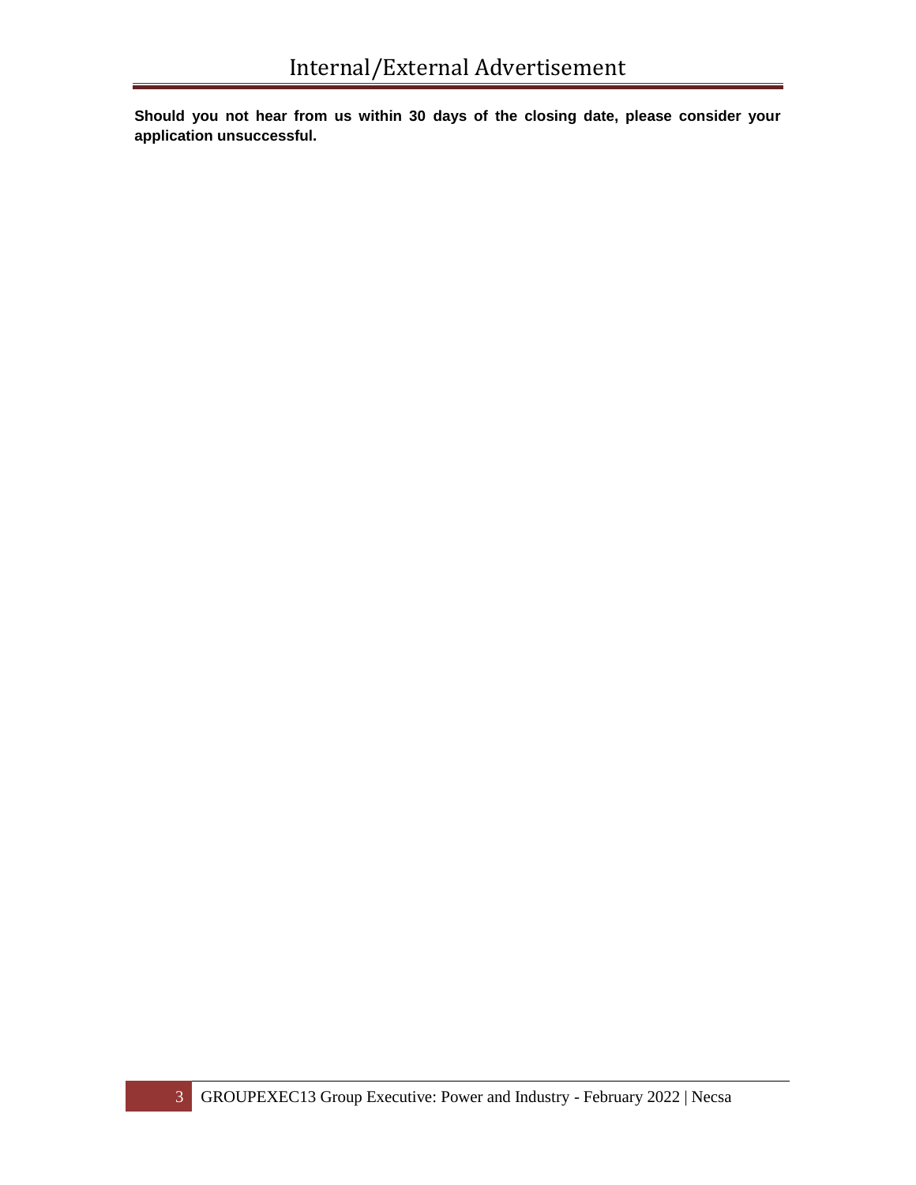**Should you not hear from us within 30 days of the closing date, please consider your application unsuccessful.**